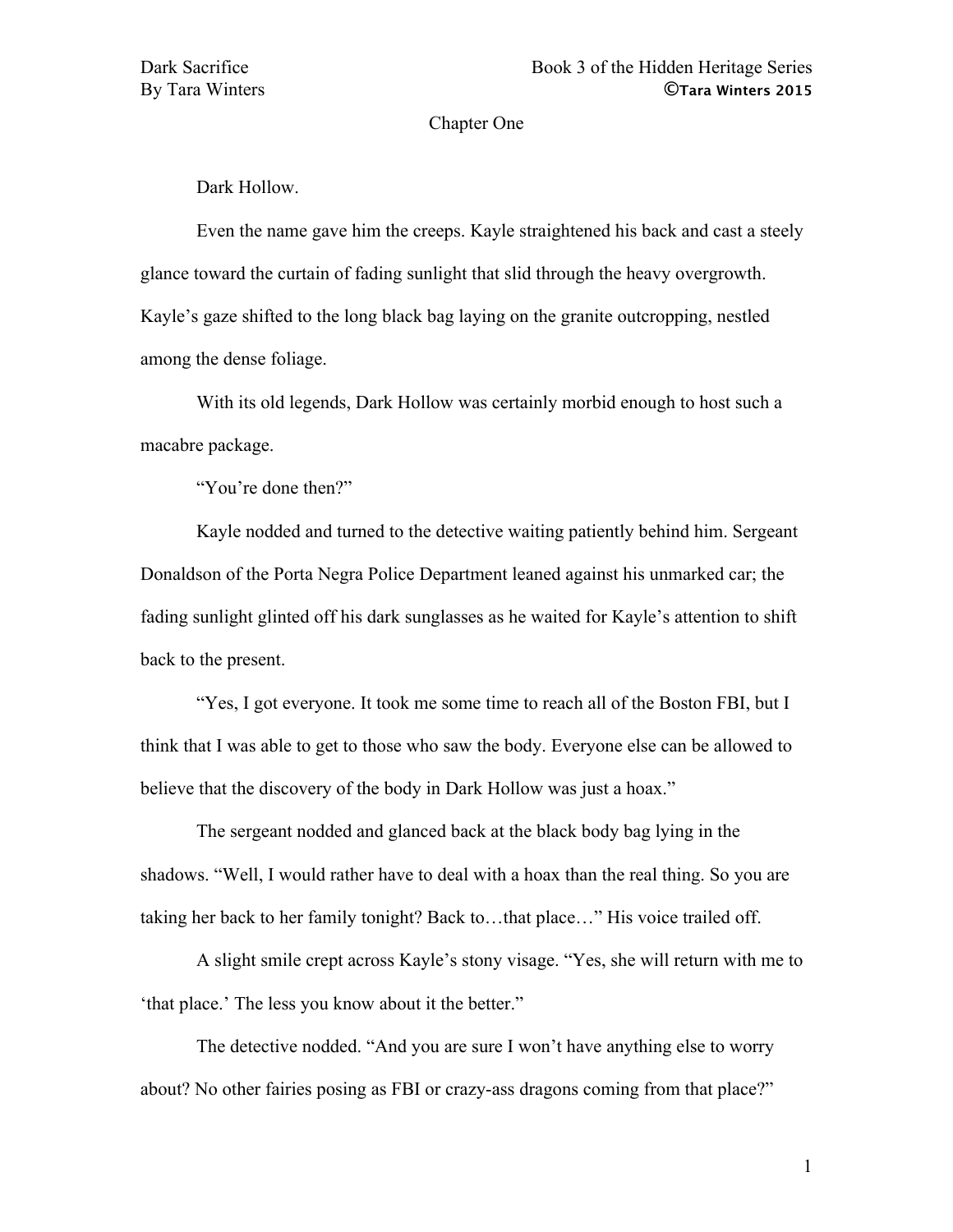## Chapter One

Dark Hollow.

Even the name gave him the creeps. Kayle straightened his back and cast a steely glance toward the curtain of fading sunlight that slid through the heavy overgrowth. Kayle's gaze shifted to the long black bag laying on the granite outcropping, nestled among the dense foliage.

With its old legends, Dark Hollow was certainly morbid enough to host such a macabre package.

"You're done then?"

Kayle nodded and turned to the detective waiting patiently behind him. Sergeant Donaldson of the Porta Negra Police Department leaned against his unmarked car; the fading sunlight glinted off his dark sunglasses as he waited for Kayle's attention to shift back to the present.

"Yes, I got everyone. It took me some time to reach all of the Boston FBI, but I think that I was able to get to those who saw the body. Everyone else can be allowed to believe that the discovery of the body in Dark Hollow was just a hoax."

The sergeant nodded and glanced back at the black body bag lying in the shadows. "Well, I would rather have to deal with a hoax than the real thing. So you are taking her back to her family tonight? Back to…that place…" His voice trailed off.

A slight smile crept across Kayle's stony visage. "Yes, she will return with me to 'that place.' The less you know about it the better."

The detective nodded. "And you are sure I won't have anything else to worry about? No other fairies posing as FBI or crazy-ass dragons coming from that place?"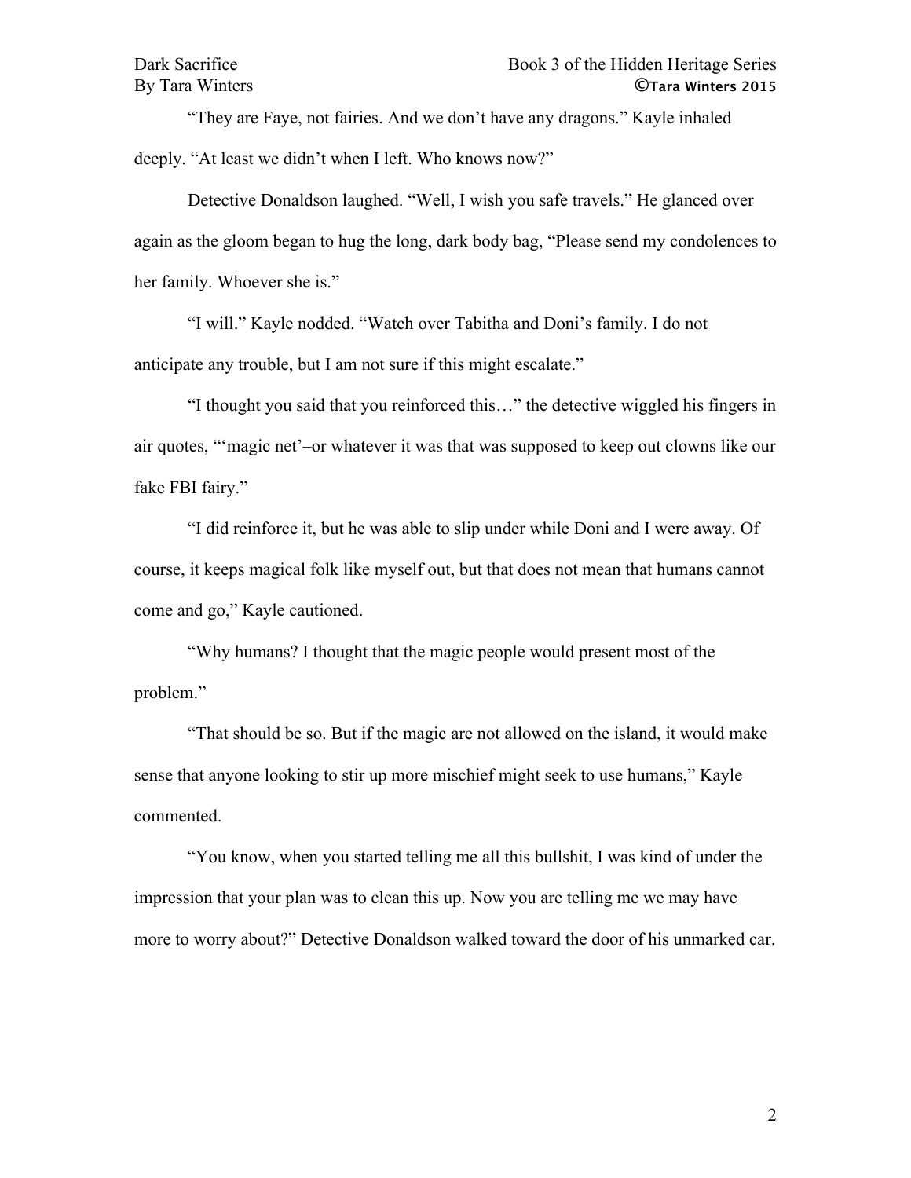“They are Faye, not fairies. And we don’t have any dragons.” Kayle inhaled deeply. “At least we didn’t when I left. Who knows now?”

Detective Donaldson laughed. “Well, I wish you safe travels.” He glanced over again as the gloom began to hug the long, dark body bag, “Please send my condolences to her family. Whoever she is.”

“I will.” Kayle nodded. “Watch over Tabitha and Doni’s family. I do not anticipate any trouble, but I am not sure if this might escalate.”

“I thought you said that you reinforced this…” the detective wiggled his fingers in air quotes, “‘magic net’–or whatever it was that was supposed to keep out clowns like our fake FBI fairy.”

“I did reinforce it, but he was able to slip under while Doni and I were away. Of course, it keeps magical folk like myself out, but that does not mean that humans cannot come and go,” Kayle cautioned.

“Why humans? I thought that the magic people would present most of the problem.”

“That should be so. But if the magic are not allowed on the island, it would make sense that anyone looking to stir up more mischief might seek to use humans,” Kayle commented.

“You know, when you started telling me all this bullshit, I was kind of under the impression that your plan was to clean this up. Now you are telling me we may have more to worry about?” Detective Donaldson walked toward the door of his unmarked car.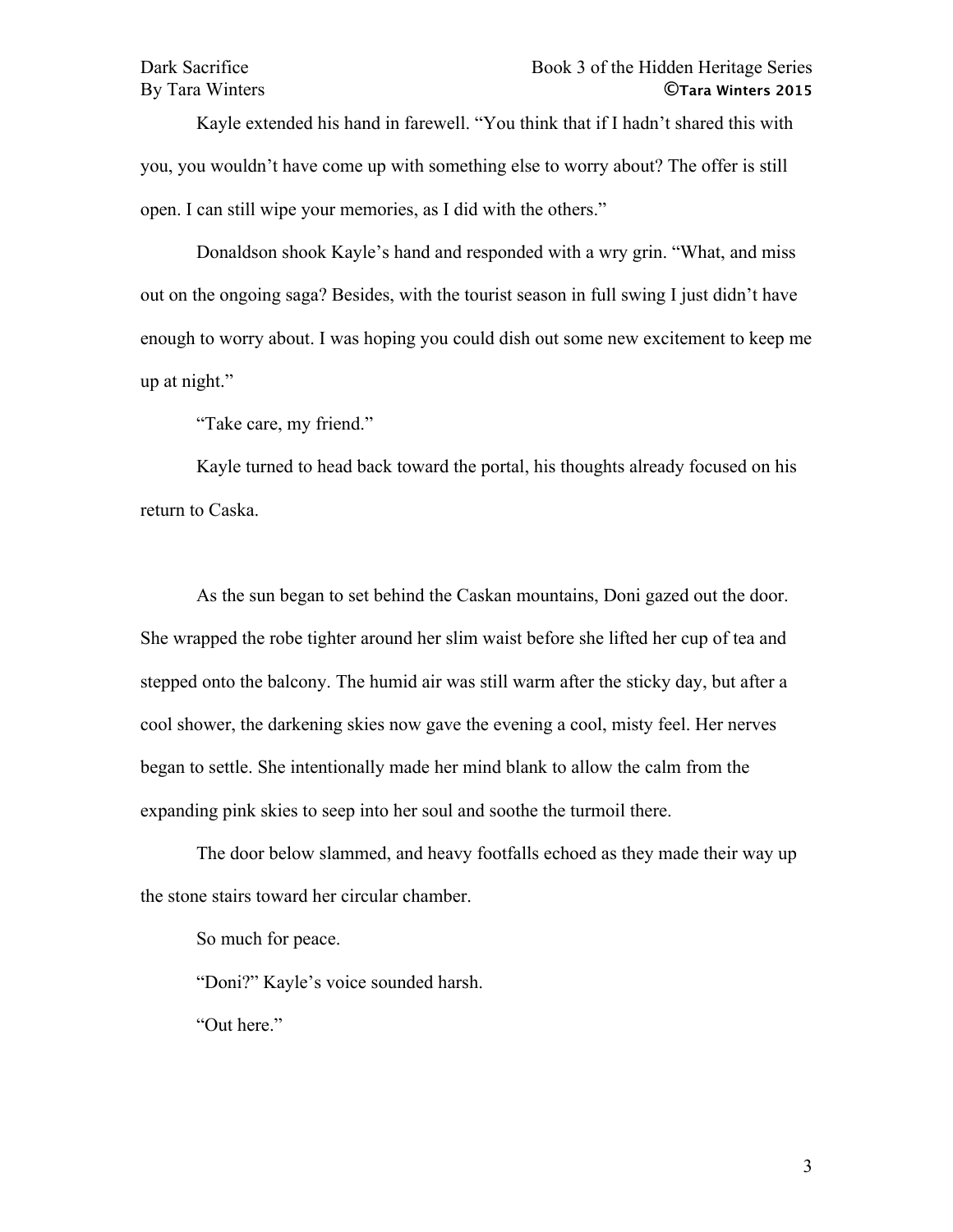Kayle extended his hand in farewell. “You think that if I hadn’t shared this with you, you wouldn’t have come up with something else to worry about? The offer is still open. I can still wipe your memories, as I did with the others.”

Donaldson shook Kayle’s hand and responded with a wry grin. “What, and miss out on the ongoing saga? Besides, with the tourist season in full swing I just didn’t have enough to worry about. I was hoping you could dish out some new excitement to keep me up at night.”

“Take care, my friend.”

Kayle turned to head back toward the portal, his thoughts already focused on his return to Caska.

As the sun began to set behind the Caskan mountains, Doni gazed out the door. She wrapped the robe tighter around her slim waist before she lifted her cup of tea and stepped onto the balcony. The humid air was still warm after the sticky day, but after a cool shower, the darkening skies now gave the evening a cool, misty feel. Her nerves began to settle. She intentionally made her mind blank to allow the calm from the expanding pink skies to seep into her soul and soothe the turmoil there.

The door below slammed, and heavy footfalls echoed as they made their way up the stone stairs toward her circular chamber.

So much for peace.

“Doni?” Kayle’s voice sounded harsh.

“Out here.”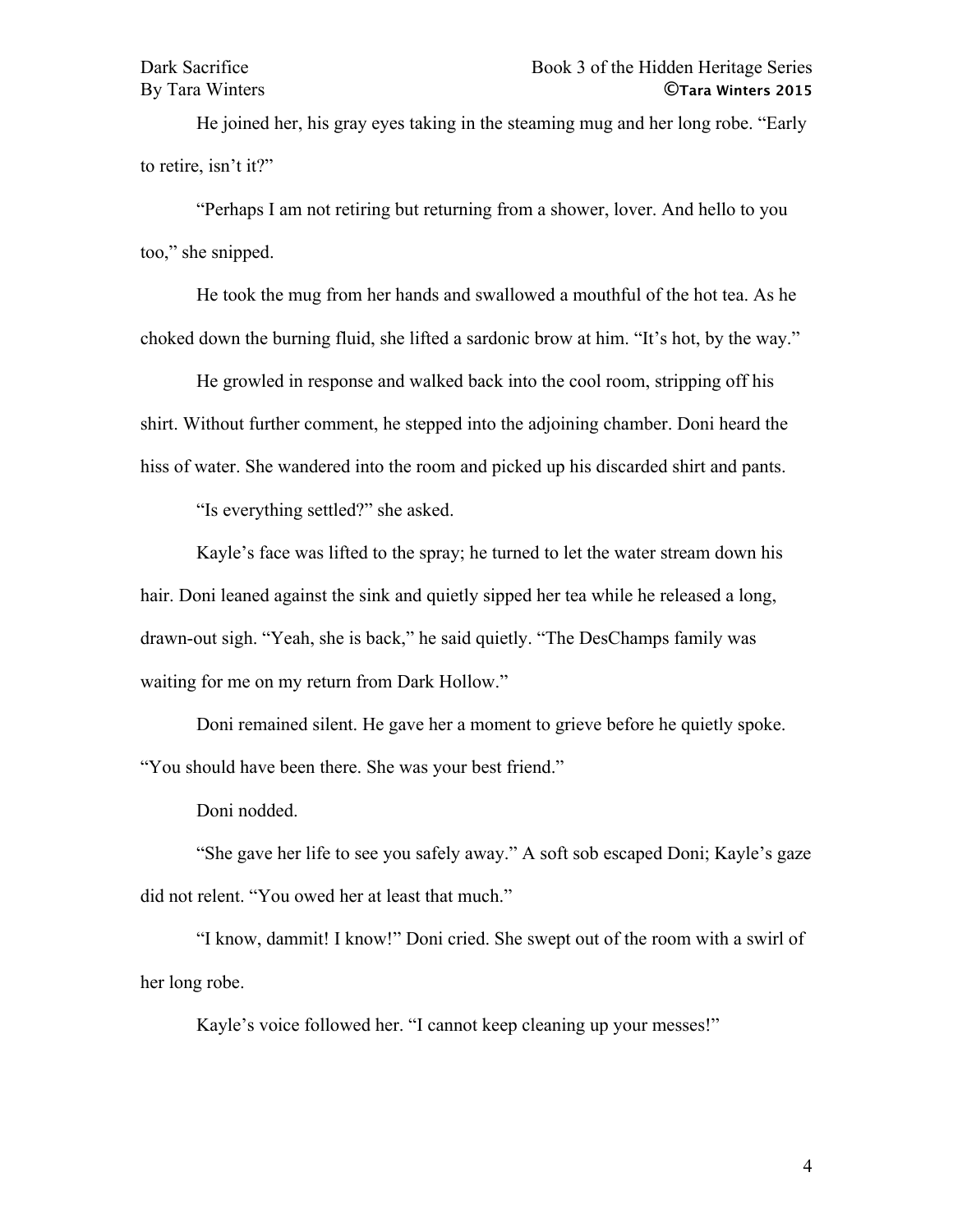He joined her, his gray eyes taking in the steaming mug and her long robe. "Early to retire, isn't it?"

"Perhaps I am not retiring but returning from a shower, lover. And hello to you too," she snipped.

He took the mug from her hands and swallowed a mouthful of the hot tea. As he choked down the burning fluid, she lifted a sardonic brow at him. "It's hot, by the way."

He growled in response and walked back into the cool room, stripping off his shirt. Without further comment, he stepped into the adjoining chamber. Doni heard the hiss of water. She wandered into the room and picked up his discarded shirt and pants.

"Is everything settled?" she asked.

Kayle's face was lifted to the spray; he turned to let the water stream down his hair. Doni leaned against the sink and quietly sipped her tea while he released a long, drawn-out sigh. "Yeah, she is back," he said quietly. "The DesChamps family was waiting for me on my return from Dark Hollow."

Doni remained silent. He gave her a moment to grieve before he quietly spoke. "You should have been there. She was your best friend."

Doni nodded.

"She gave her life to see you safely away." A soft sob escaped Doni; Kayle's gaze did not relent. "You owed her at least that much."

"I know, dammit! I know!" Doni cried. She swept out of the room with a swirl of her long robe.

Kayle's voice followed her. "I cannot keep cleaning up your messes!"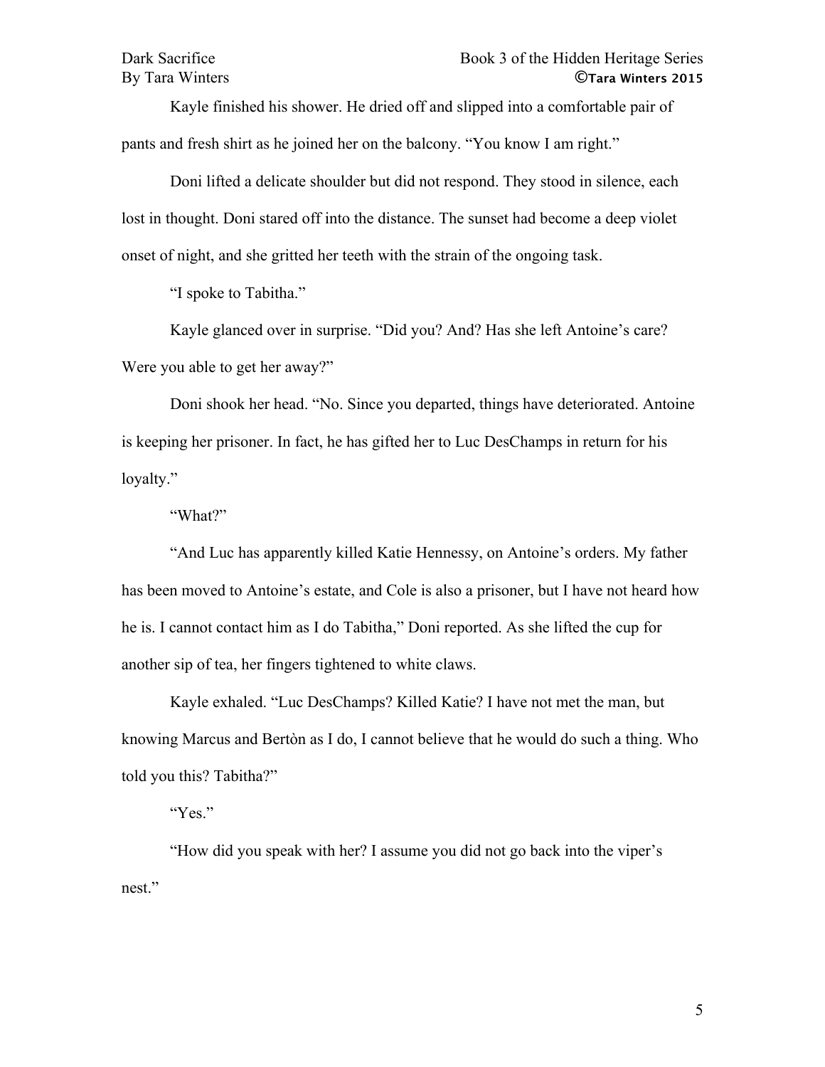Kayle finished his shower. He dried off and slipped into a comfortable pair of pants and fresh shirt as he joined her on the balcony. "You know I am right."

Doni lifted a delicate shoulder but did not respond. They stood in silence, each lost in thought. Doni stared off into the distance. The sunset had become a deep violet onset of night, and she gritted her teeth with the strain of the ongoing task.

"I spoke to Tabitha."

Kayle glanced over in surprise. "Did you? And? Has she left Antoine's care? Were you able to get her away?"

Doni shook her head. "No. Since you departed, things have deteriorated. Antoine is keeping her prisoner. In fact, he has gifted her to Luc DesChamps in return for his loyalty."

"What?"

"And Luc has apparently killed Katie Hennessy, on Antoine's orders. My father has been moved to Antoine's estate, and Cole is also a prisoner, but I have not heard how he is. I cannot contact him as I do Tabitha," Doni reported. As she lifted the cup for another sip of tea, her fingers tightened to white claws.

Kayle exhaled. "Luc DesChamps? Killed Katie? I have not met the man, but knowing Marcus and Bertòn as I do, I cannot believe that he would do such a thing. Who told you this? Tabitha?"

"Yes."

"How did you speak with her? I assume you did not go back into the viper's nest."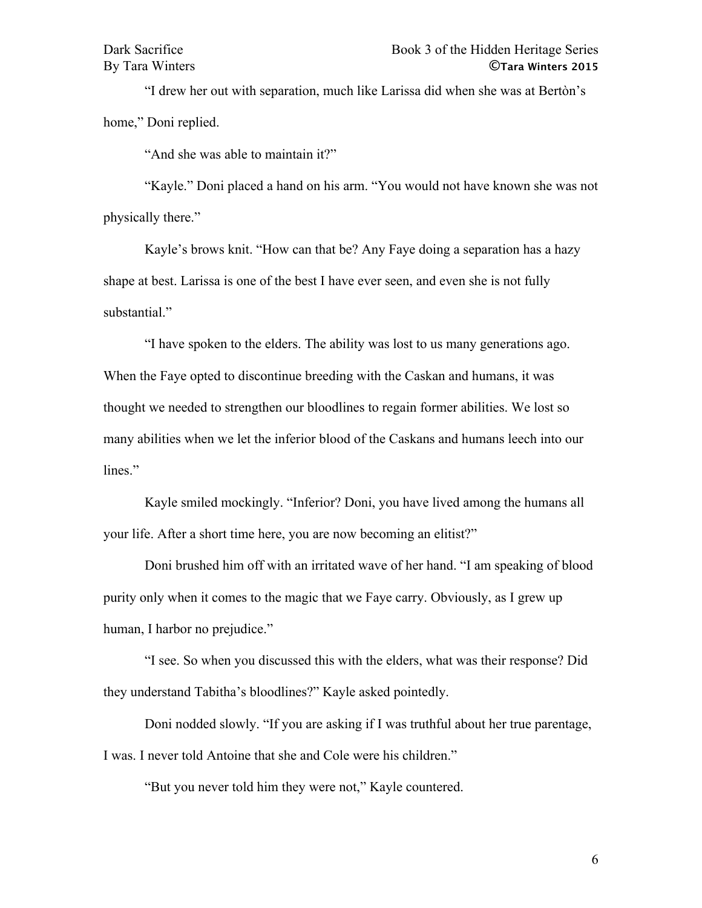"I drew her out with separation, much like Larissa did when she was at Bertòn's home," Doni replied.

"And she was able to maintain it?"

"Kayle." Doni placed a hand on his arm. "You would not have known she was not physically there."

Kayle's brows knit. "How can that be? Any Faye doing a separation has a hazy shape at best. Larissa is one of the best I have ever seen, and even she is not fully substantial."

"I have spoken to the elders. The ability was lost to us many generations ago. When the Faye opted to discontinue breeding with the Caskan and humans, it was thought we needed to strengthen our bloodlines to regain former abilities. We lost so many abilities when we let the inferior blood of the Caskans and humans leech into our lines."

Kayle smiled mockingly. "Inferior? Doni, you have lived among the humans all your life. After a short time here, you are now becoming an elitist?"

Doni brushed him off with an irritated wave of her hand. "I am speaking of blood purity only when it comes to the magic that we Faye carry. Obviously, as I grew up human, I harbor no prejudice."

"I see. So when you discussed this with the elders, what was their response? Did they understand Tabitha's bloodlines?" Kayle asked pointedly.

Doni nodded slowly. "If you are asking if I was truthful about her true parentage, I was. I never told Antoine that she and Cole were his children."

"But you never told him they were not," Kayle countered.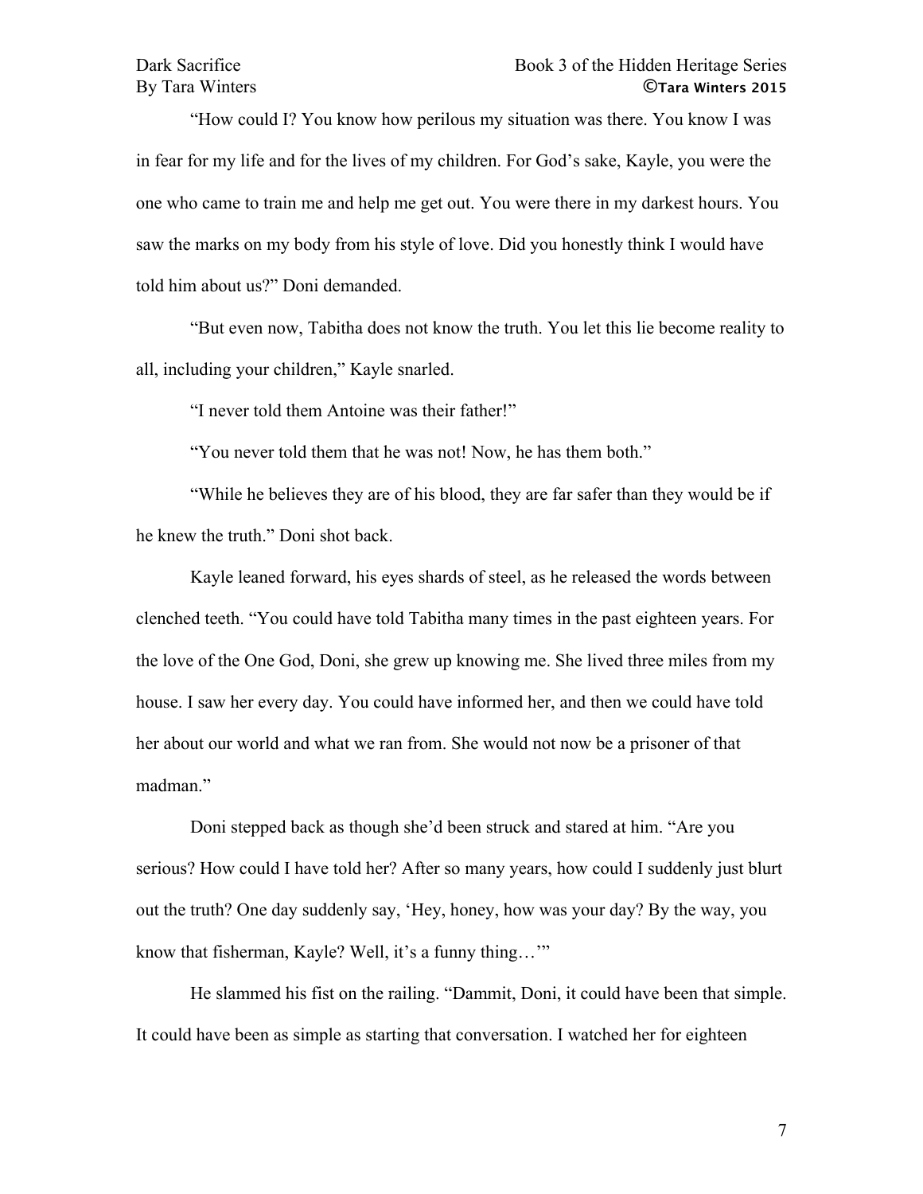"How could I? You know how perilous my situation was there. You know I was in fear for my life and for the lives of my children. For God's sake, Kayle, you were the one who came to train me and help me get out. You were there in my darkest hours. You saw the marks on my body from his style of love. Did you honestly think I would have told him about us?" Doni demanded.

"But even now, Tabitha does not know the truth. You let this lie become reality to all, including your children," Kayle snarled.

"I never told them Antoine was their father!"

"You never told them that he was not! Now, he has them both."

"While he believes they are of his blood, they are far safer than they would be if he knew the truth." Doni shot back.

Kayle leaned forward, his eyes shards of steel, as he released the words between clenched teeth. "You could have told Tabitha many times in the past eighteen years. For the love of the One God, Doni, she grew up knowing me. She lived three miles from my house. I saw her every day. You could have informed her, and then we could have told her about our world and what we ran from. She would not now be a prisoner of that madman."

Doni stepped back as though she'd been struck and stared at him. "Are you serious? How could I have told her? After so many years, how could I suddenly just blurt out the truth? One day suddenly say, 'Hey, honey, how was your day? By the way, you know that fisherman, Kayle? Well, it's a funny thing…'"

He slammed his fist on the railing. "Dammit, Doni, it could have been that simple. It could have been as simple as starting that conversation. I watched her for eighteen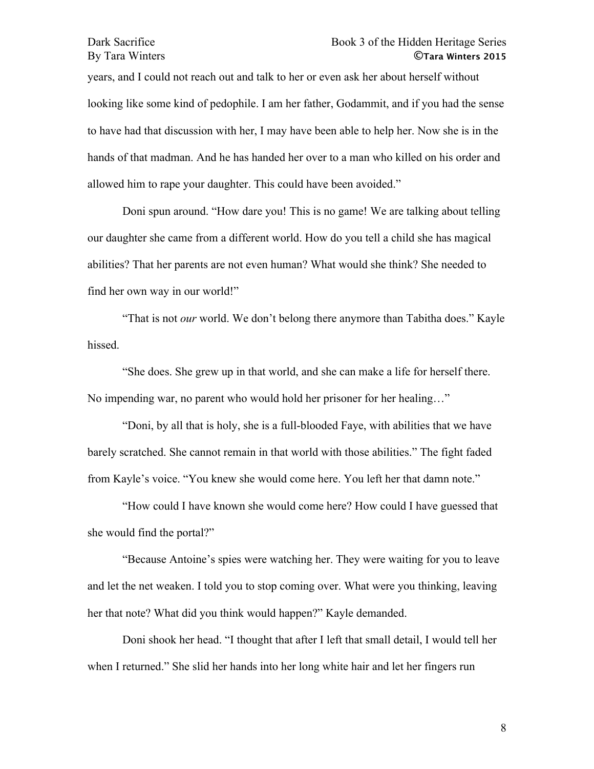years, and I could not reach out and talk to her or even ask her about herself without looking like some kind of pedophile. I am her father, Godammit, and if you had the sense to have had that discussion with her, I may have been able to help her. Now she is in the hands of that madman. And he has handed her over to a man who killed on his order and allowed him to rape your daughter. This could have been avoided."

Doni spun around. "How dare you! This is no game! We are talking about telling our daughter she came from a different world. How do you tell a child she has magical abilities? That her parents are not even human? What would she think? She needed to find her own way in our world!"

"That is not *our* world. We don't belong there anymore than Tabitha does." Kayle hissed.

"She does. She grew up in that world, and she can make a life for herself there. No impending war, no parent who would hold her prisoner for her healing…"

"Doni, by all that is holy, she is a full-blooded Faye, with abilities that we have barely scratched. She cannot remain in that world with those abilities." The fight faded from Kayle's voice. "You knew she would come here. You left her that damn note."

"How could I have known she would come here? How could I have guessed that she would find the portal?"

"Because Antoine's spies were watching her. They were waiting for you to leave and let the net weaken. I told you to stop coming over. What were you thinking, leaving her that note? What did you think would happen?" Kayle demanded.

Doni shook her head. "I thought that after I left that small detail, I would tell her when I returned." She slid her hands into her long white hair and let her fingers run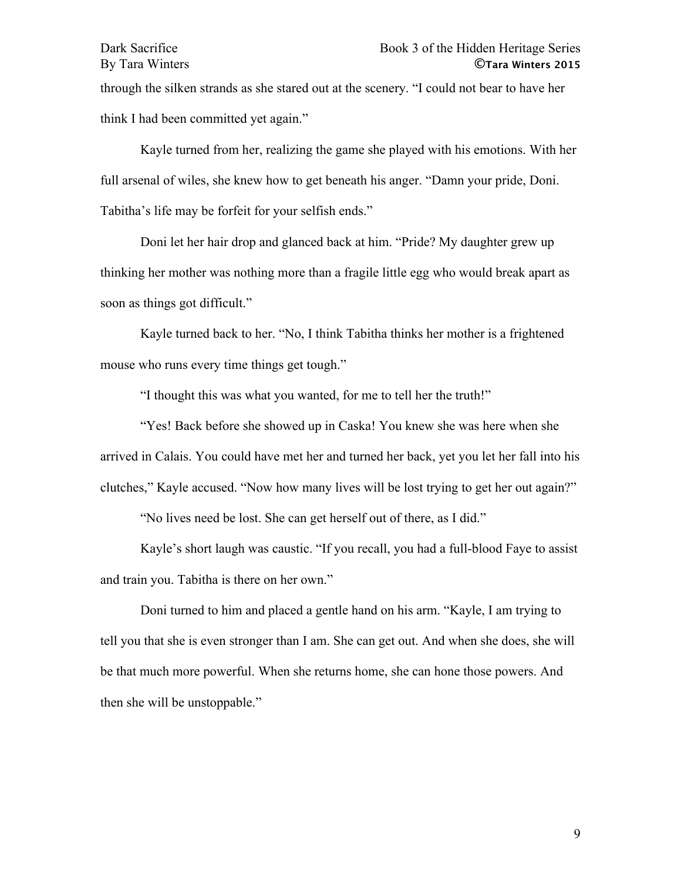through the silken strands as she stared out at the scenery. "I could not bear to have her think I had been committed yet again."

Kayle turned from her, realizing the game she played with his emotions. With her full arsenal of wiles, she knew how to get beneath his anger. "Damn your pride, Doni. Tabitha's life may be forfeit for your selfish ends."

Doni let her hair drop and glanced back at him. "Pride? My daughter grew up thinking her mother was nothing more than a fragile little egg who would break apart as soon as things got difficult."

Kayle turned back to her. "No, I think Tabitha thinks her mother is a frightened mouse who runs every time things get tough."

"I thought this was what you wanted, for me to tell her the truth!"

"Yes! Back before she showed up in Caska! You knew she was here when she arrived in Calais. You could have met her and turned her back, yet you let her fall into his clutches," Kayle accused. "Now how many lives will be lost trying to get her out again?"

"No lives need be lost. She can get herself out of there, as I did."

Kayle's short laugh was caustic. "If you recall, you had a full-blood Faye to assist and train you. Tabitha is there on her own."

Doni turned to him and placed a gentle hand on his arm. "Kayle, I am trying to tell you that she is even stronger than I am. She can get out. And when she does, she will be that much more powerful. When she returns home, she can hone those powers. And then she will be unstoppable."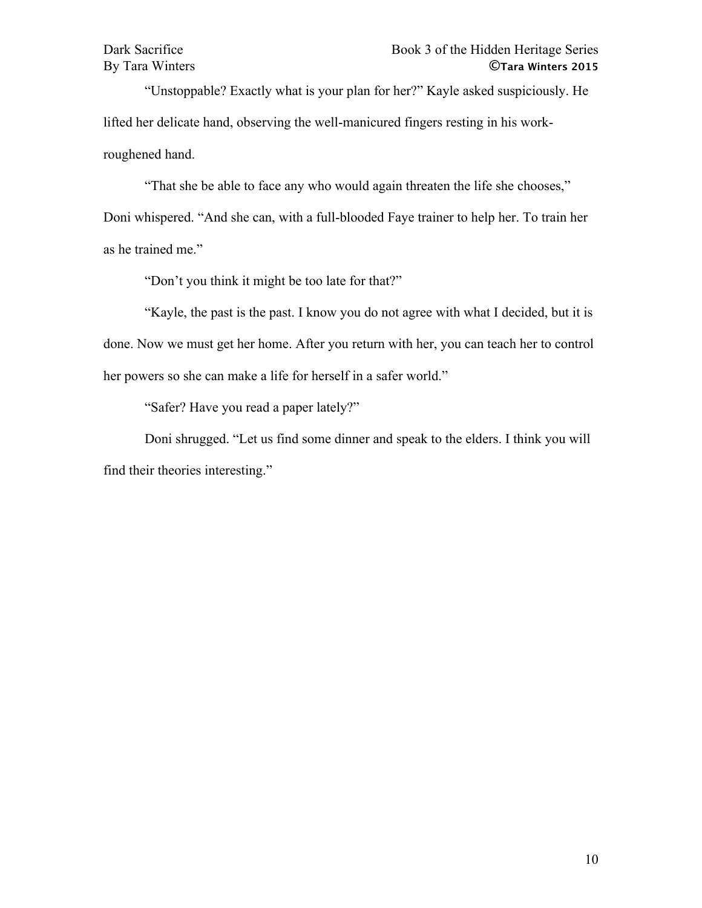"Unstoppable? Exactly what is your plan for her?" Kayle asked suspiciously. He lifted her delicate hand, observing the well-manicured fingers resting in his work-roughened hand.

"That she be able to face any who would again threaten the life she chooses," Doni whispered. "And she can, with a full-blooded Faye trainer to help her. To train her as he trained me."

"Don't you think it might be too late for that?"

"Kayle, the past is the past. I know you do not agree with what I decided, but it is done. Now we must get her home. After you return with her, you can teach her to control her powers so she can make a life for herself in a safer world."

"Safer? Have you read a paper lately?"

Doni shrugged. "Let us find some dinner and speak to the elders. I think you will find their theories interesting."